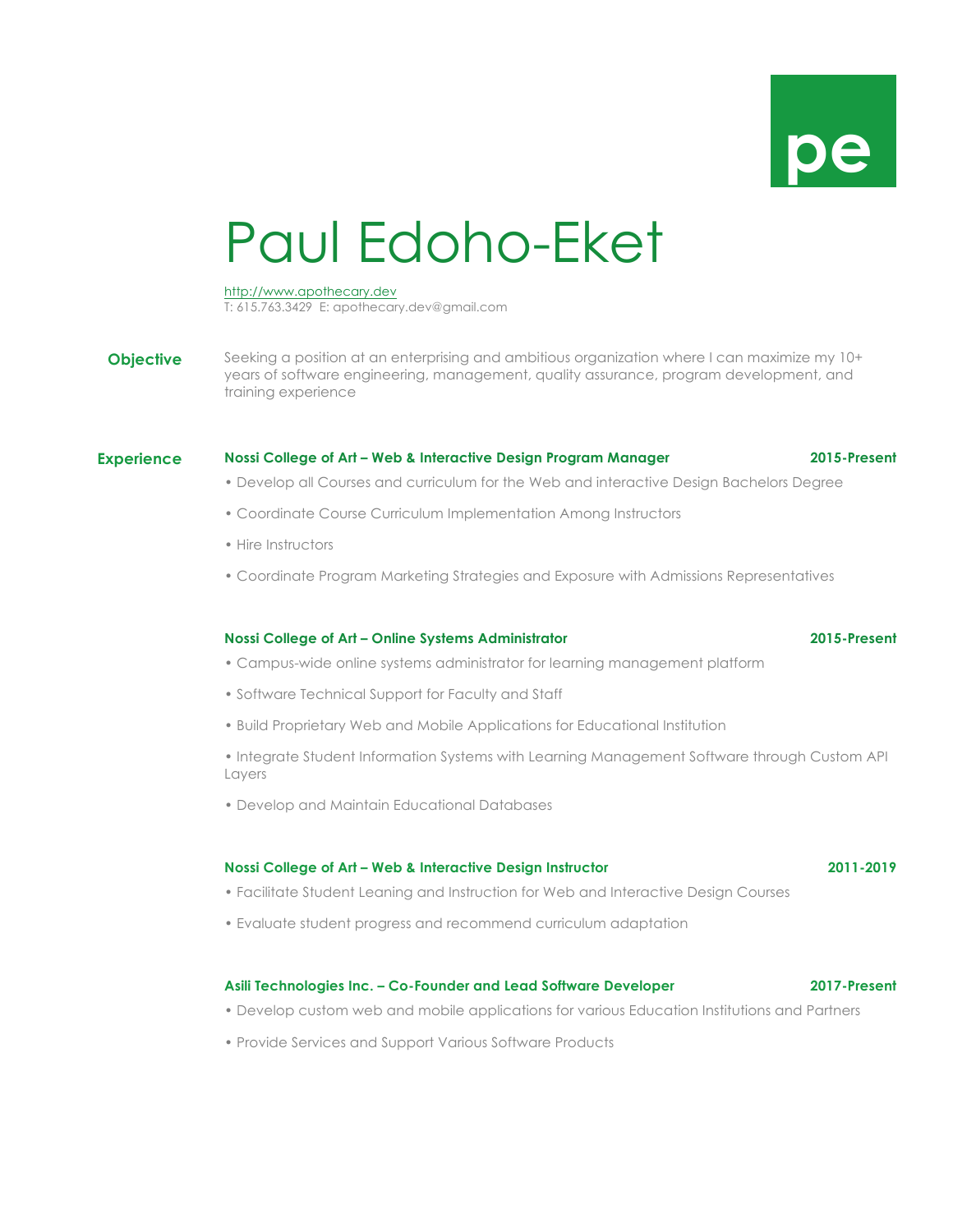pe

# Paul Edoho-Eket

http://www.apothecary.dev
T: 615.763.3429 E: apothecary.dev@gmail.com

## Objective

Seeking a position at an enterprising and ambitious organization where I can maximize my 10+ years of software engineering, management, quality assurance, program development, and training experience

## Experience

### Nossi College of Art – Web & Interactive Design Program Manager — 2015-Present

- Develop all Courses and curriculum for the Web and interactive Design Bachelors Degree
- Coordinate Course Curriculum Implementation Among Instructors
- Hire Instructors
- Coordinate Program Marketing Strategies and Exposure with Admissions Representatives

### Nossi College of Art – Online Systems Administrator — 2015-Present

- Campus-wide online systems administrator for learning management platform
- Software Technical Support for Faculty and Staff
- Build Proprietary Web and Mobile Applications for Educational Institution
- Integrate Student Information Systems with Learning Management Software through Custom API Layers
- Develop and Maintain Educational Databases

### Nossi College of Art – Web & Interactive Design Instructor — 2011-2019

- Facilitate Student Leaning and Instruction for Web and Interactive Design Courses
- Evaluate student progress and recommend curriculum adaptation

### Asili Technologies Inc. – Co-Founder and Lead Software Developer — 2017-Present

- Develop custom web and mobile applications for various Education Institutions and Partners
- Provide Services and Support Various Software Products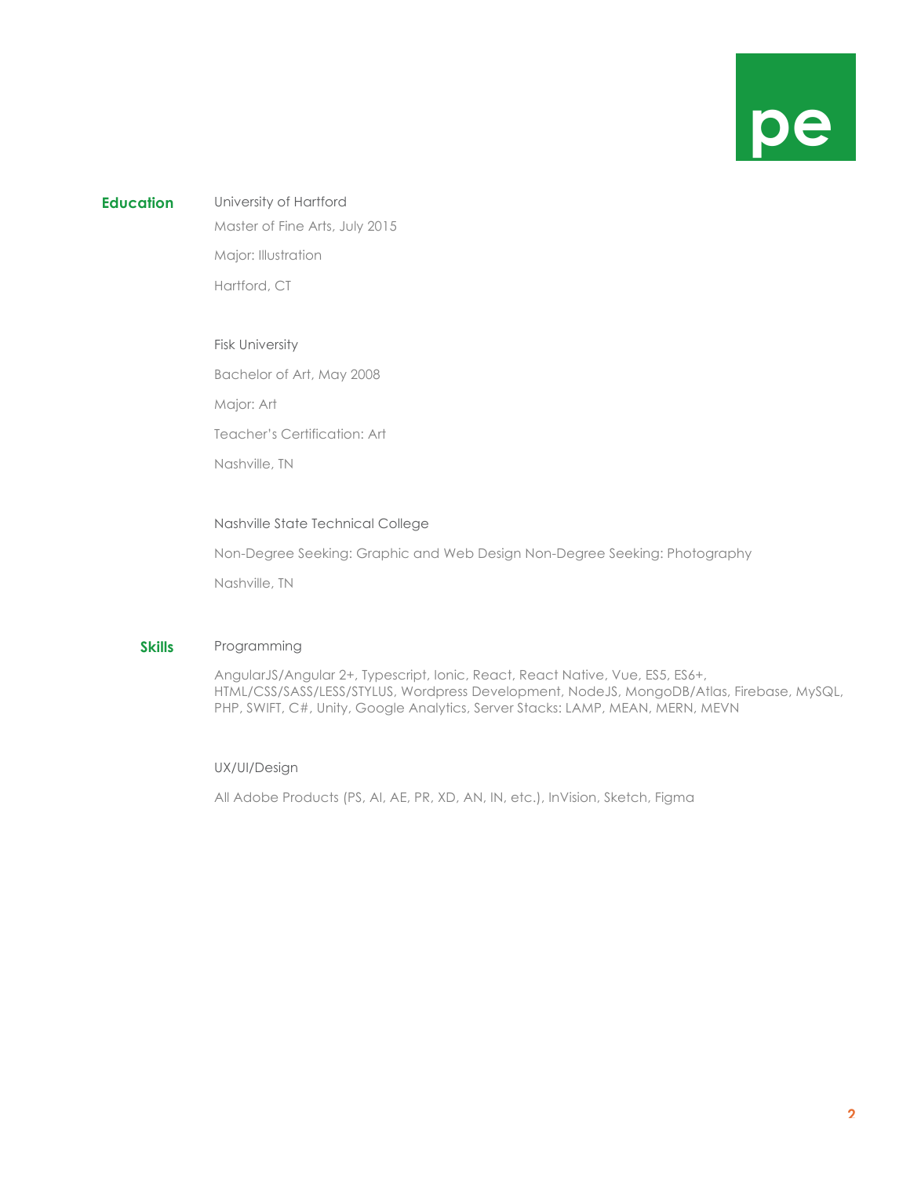pe

## Education

University of Hartford

Master of Fine Arts, July 2015

Major: Illustration

Hartford, CT

Fisk University

Bachelor of Art, May 2008

Major: Art

Teacher's Certification: Art

Nashville, TN

Nashville State Technical College

Non-Degree Seeking: Graphic and Web Design Non-Degree Seeking: Photography

Nashville, TN

## Skills

Programming

AngularJS/Angular 2+, Typescript, Ionic, React, React Native, Vue, ES5, ES6+, HTML/CSS/SASS/LESS/STYLUS, Wordpress Development, NodeJS, MongoDB/Atlas, Firebase, MySQL, PHP, SWIFT, C#, Unity, Google Analytics, Server Stacks: LAMP, MEAN, MERN, MEVN

UX/UI/Design

All Adobe Products (PS, AI, AE, PR, XD, AN, IN, etc.), InVision, Sketch, Figma